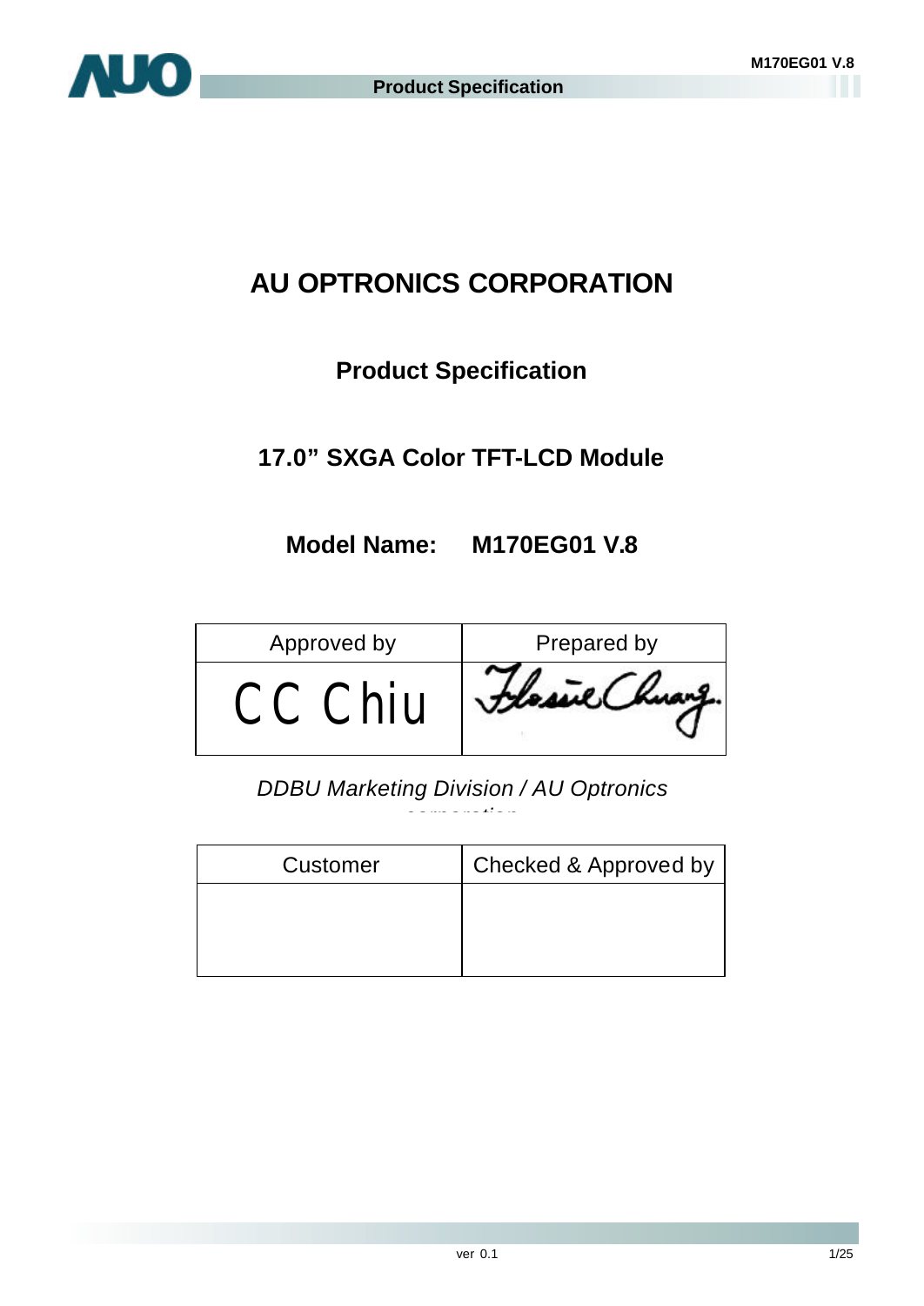# AU OPTRONICS CORPORATION

## Product Specification

## 17.0" SXGA Color TFT-LCD Module

## Model Name: M170EG01 V.8

| Approved by | Prepared by |
|---|---|
| CC Chiu | Flossie Chuang. |

*DDBU Marketing Division / AU Optronics corporation*

| Customer | Checked & Approved by |
|---|---|
| | |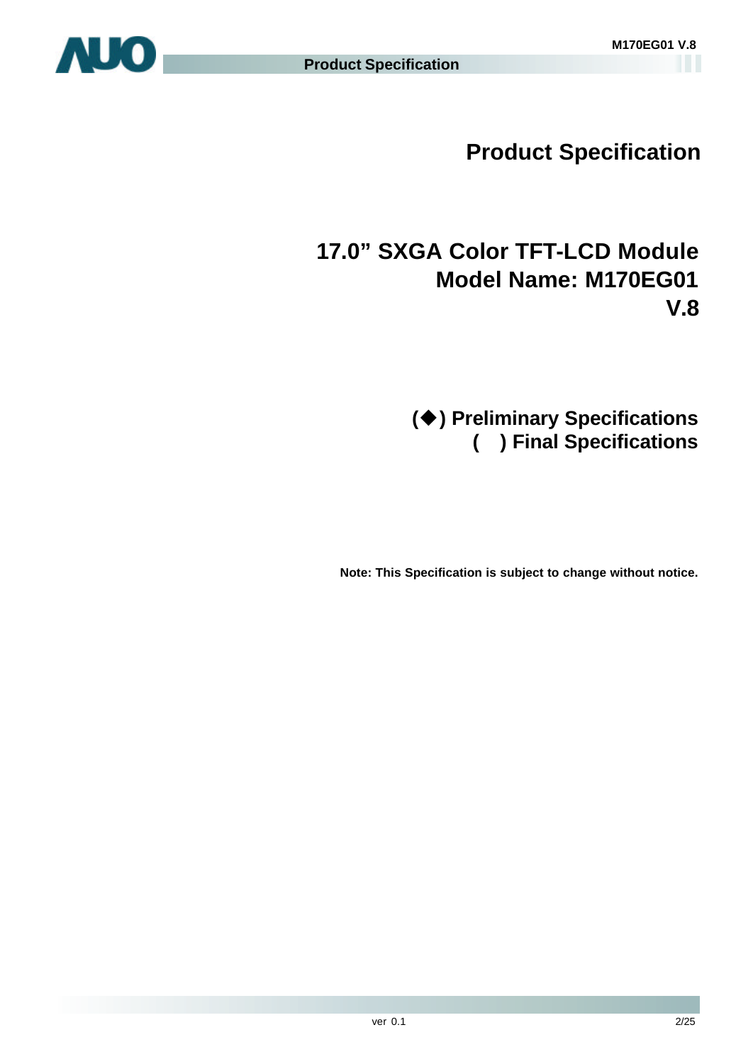# Product Specification

## 17.0” SXGA Color TFT-LCD Module
## Model Name: M170EG01 V.8

(◆) Preliminary Specifications
( ) Final Specifications

**Note: This Specification is subject to change without notice.**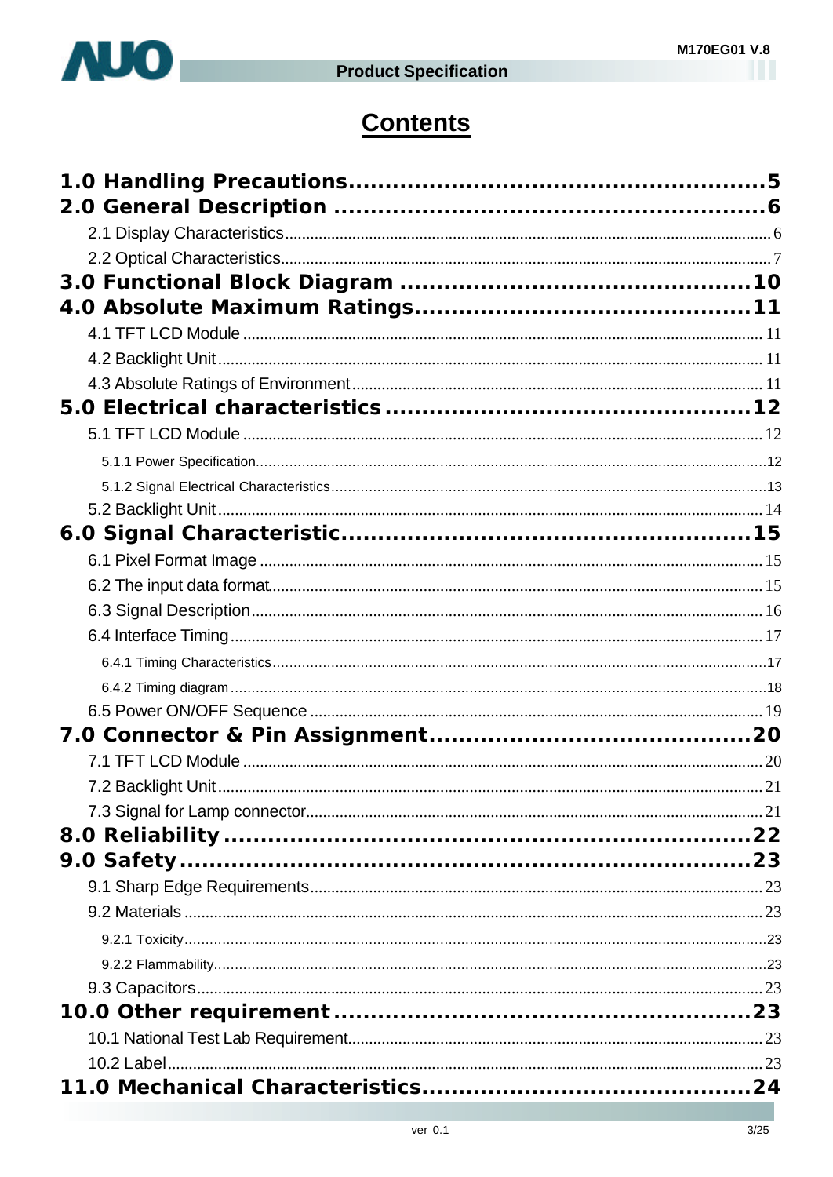# Contents

**1.0 Handling Precautions.......................................................5**

**2.0 General Description ........................................................6**

- 2.1 Display Characteristics.....................................................6
- 2.2 Optical Characteristics.....................................................7

**3.0 Functional Block Diagram ..............................................10**

**4.0 Absolute Maximum Ratings............................................11**

- 4.1 TFT LCD Module ...........................................................11
- 4.2 Backlight Unit................................................................11
- 4.3 Absolute Ratings of Environment.......................................11

**5.0 Electrical characteristics .................................................12**

- 5.1 TFT LCD Module ...........................................................12
  - 5.1.1 Power Specification..................................................12
  - 5.1.2 Signal Electrical Characteristics.................................13
- 5.2 Backlight Unit................................................................14

**6.0 Signal Characteristic.......................................................15**

- 6.1 Pixel Format Image ........................................................15
- 6.2 The input data format......................................................15
- 6.3 Signal Description...........................................................16
- 6.4 Interface Timing.............................................................17
  - 6.4.1 Timing Characteristics..............................................17
  - 6.4.2 Timing diagram.......................................................18
- 6.5 Power ON/OFF Sequence ..................................................19

**7.0 Connector & Pin Assignment...........................................20**

- 7.1 TFT LCD Module ...........................................................20
- 7.2 Backlight Unit................................................................21
- 7.3 Signal for Lamp connector................................................21

**8.0 Reliability .....................................................................22**

**9.0 Safety...........................................................................23**

- 9.1 Sharp Edge Requirements.................................................23
- 9.2 Materials ......................................................................23
  - 9.2.1 Toxicity..................................................................23
  - 9.2.2 Flammability...........................................................23
- 9.3 Capacitors.....................................................................23

**10.0 Other requirement .......................................................23**

- 10.1 National Test Lab Requirement........................................23
- 10.2 Label..........................................................................23

**11.0 Mechanical Characteristics............................................24**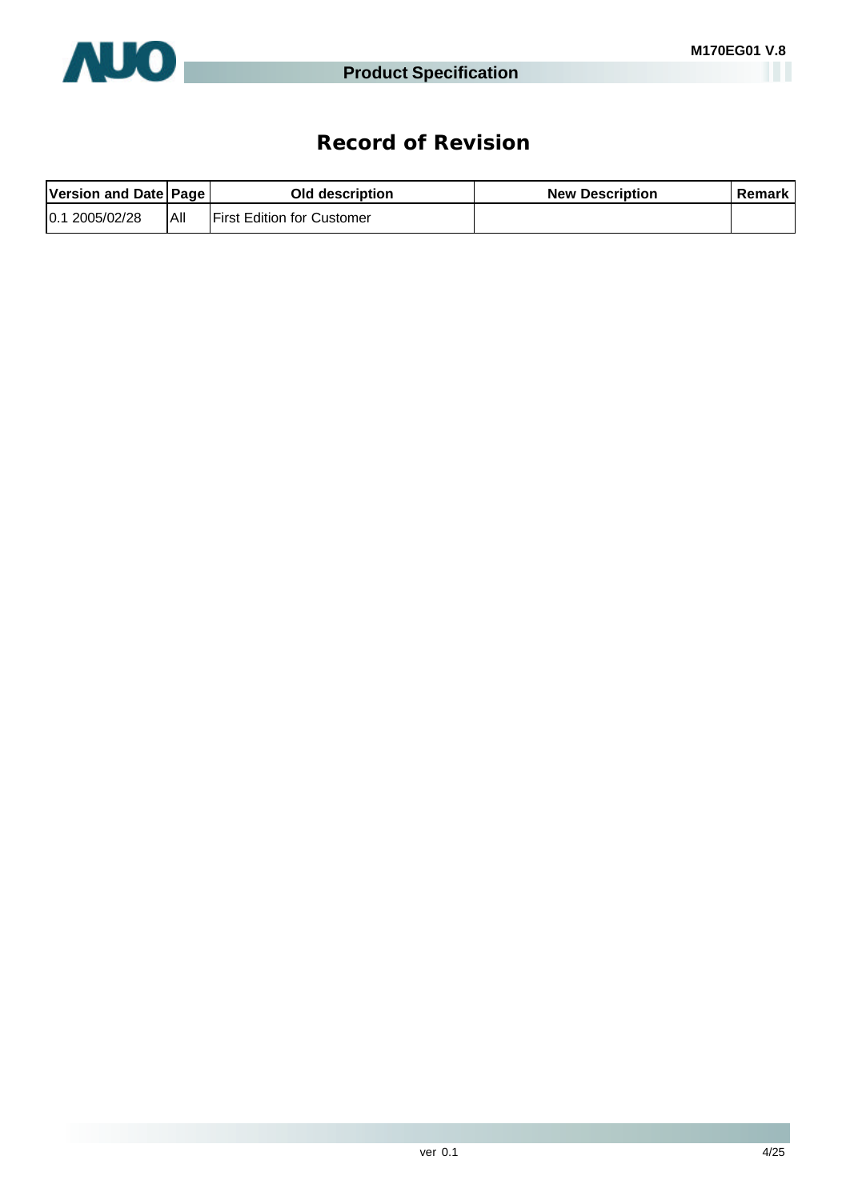# Record of Revision

| Version and Date | Page | Old description | New Description | Remark |
|---|---|---|---|---|
| 0.1 2005/02/28 | All | First Edition for Customer | | |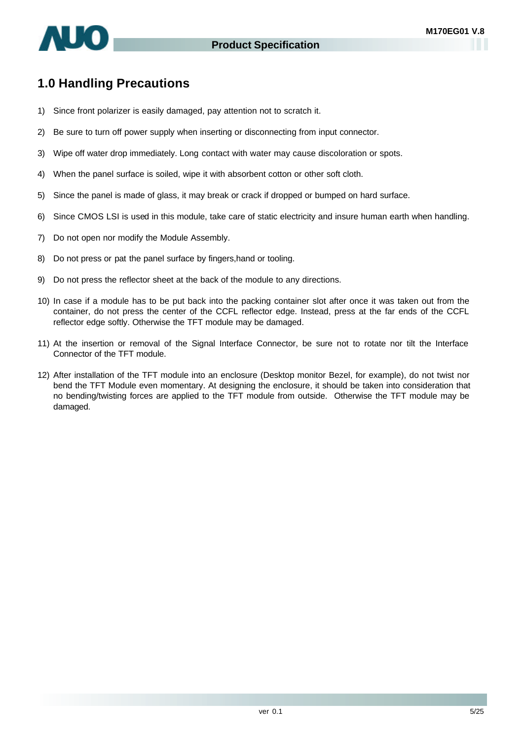# 1.0 Handling Precautions

1) Since front polarizer is easily damaged, pay attention not to scratch it.
2) Be sure to turn off power supply when inserting or disconnecting from input connector.
3) Wipe off water drop immediately. Long contact with water may cause discoloration or spots.
4) When the panel surface is soiled, wipe it with absorbent cotton or other soft cloth.
5) Since the panel is made of glass, it may break or crack if dropped or bumped on hard surface.
6) Since CMOS LSI is used in this module, take care of static electricity and insure human earth when handling.
7) Do not open nor modify the Module Assembly.
8) Do not press or pat the panel surface by fingers,hand or tooling.
9) Do not press the reflector sheet at the back of the module to any directions.
10) In case if a module has to be put back into the packing container slot after once it was taken out from the container, do not press the center of the CCFL reflector edge. Instead, press at the far ends of the CCFL reflector edge softly. Otherwise the TFT module may be damaged.
11) At the insertion or removal of the Signal Interface Connector, be sure not to rotate nor tilt the Interface Connector of the TFT module.
12) After installation of the TFT module into an enclosure (Desktop monitor Bezel, for example), do not twist nor bend the TFT Module even momentary. At designing the enclosure, it should be taken into consideration that no bending/twisting forces are applied to the TFT module from outside. Otherwise the TFT module may be damaged.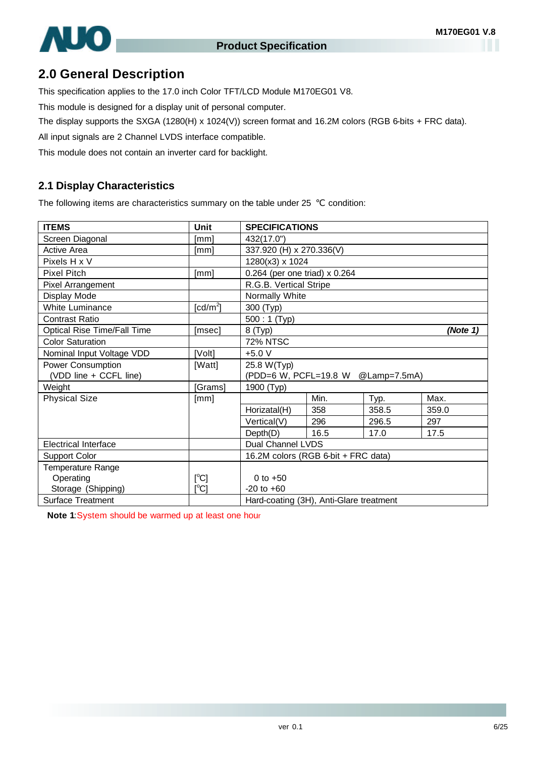## 2.0 General Description

This specification applies to the 17.0 inch Color TFT/LCD Module M170EG01 V8.

This module is designed for a display unit of personal computer.

The display supports the SXGA (1280(H) x 1024(V)) screen format and 16.2M colors (RGB 6-bits + FRC data).

All input signals are 2 Channel LVDS interface compatible.

This module does not contain an inverter card for backlight.

### 2.1 Display Characteristics

The following items are characteristics summary on the table under 25 ℃ condition:

| ITEMS | Unit | SPECIFICATIONS | | | |
|---|---|---|---|---|---|
| Screen Diagonal | [mm] | 432(17.0") | | | |
| Active Area | [mm] | 337.920 (H) x 270.336(V) | | | |
| Pixels H x V | | 1280(x3) x 1024 | | | |
| Pixel Pitch | [mm] | 0.264 (per one triad) x 0.264 | | | |
| Pixel Arrangement | | R.G.B. Vertical Stripe | | | |
| Display Mode | | Normally White | | | |
| White Luminance | [cd/m$^2$] | 300 (Typ) | | | |
| Contrast Ratio | | 500 : 1 (Typ) | | | |
| Optical Rise Time/Fall Time | [msec] | 8 (Typ) ***(Note 1)*** | | | |
| Color Saturation | | 72% NTSC | | | |
| Nominal Input Voltage VDD | [Volt] | +5.0 V | | | |
| Power Consumption (VDD line + CCFL line) | [Watt] | 25.8 W(Typ) (PDD=6 W, PCFL=19.8 W @Lamp=7.5mA) | | | |
| Weight | [Grams] | 1900 (Typ) | | | |
| Physical Size | [mm] | | Min. | Typ. | Max. |
| | | Horizatal(H) | 358 | 358.5 | 359.0 |
| | | Vertical(V) | 296 | 296.5 | 297 |
| | | Depth(D) | 16.5 | 17.0 | 17.5 |
| Electrical Interface | | Dual Channel LVDS | | | |
| Support Color | | 16.2M colors (RGB 6-bit + FRC data) | | | |
| Temperature Range | | | | | |
| Operating | [°C] | 0 to +50 | | | |
| Storage (Shipping) | [°C] | -20 to +60 | | | |
| Surface Treatment | | Hard-coating (3H), Anti-Glare treatment | | | |

**Note 1**:System should be warmed up at least one hour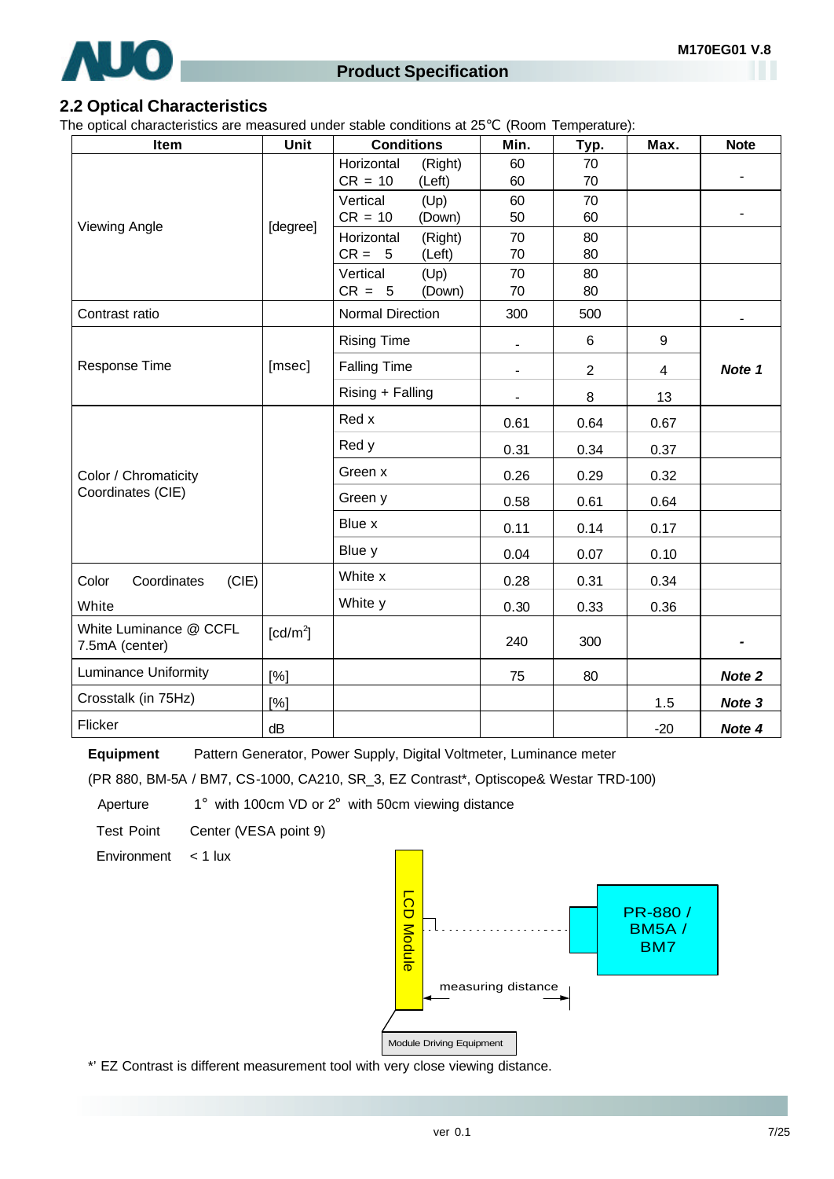## 2.2 Optical Characteristics

The optical characteristics are measured under stable conditions at 25℃ (Room Temperature):

| Item | Unit | Conditions | Min. | Typ. | Max. | Note |
|---|---|---|---|---|---|---|
| Viewing Angle | [degree] | Horizontal (Right) CR = 10 (Left) | 60 60 | 70 70 | | - |
| | | Vertical (Up) CR = 10 (Down) | 60 50 | 70 60 | | - |
| | | Horizontal (Right) CR = 5 (Left) | 70 70 | 80 80 | | |
| | | Vertical (Up) CR = 5 (Down) | 70 70 | 80 80 | | |
| Contrast ratio | | Normal Direction | 300 | 500 | | - |
| Response Time | [msec] | Rising Time | - | 6 | 9 | **Note 1** |
| | | Falling Time | - | 2 | 4 | |
| | | Rising + Falling | - | 8 | 13 | |
| Color / Chromaticity Coordinates (CIE) | | Red x | 0.61 | 0.64 | 0.67 | |
| | | Red y | 0.31 | 0.34 | 0.37 | |
| | | Green x | 0.26 | 0.29 | 0.32 | |
| | | Green y | 0.58 | 0.61 | 0.64 | |
| | | Blue x | 0.11 | 0.14 | 0.17 | |
| | | Blue y | 0.04 | 0.07 | 0.10 | |
| Color Coordinates (CIE) White | | White x | 0.28 | 0.31 | 0.34 | |
| | | White y | 0.30 | 0.33 | 0.36 | |
| White Luminance @ CCFL 7.5mA (center) | [cd/m$^2$] | | 240 | 300 | | - |
| Luminance Uniformity | [%] | | 75 | 80 | | **Note 2** |
| Crosstalk (in 75Hz) | [%] | | | | 1.5 | **Note 3** |
| Flicker | dB | | | | -20 | **Note 4** |

**Equipment** Pattern Generator, Power Supply, Digital Voltmeter, Luminance meter

(PR 880, BM-5A / BM7, CS-1000, CA210, SR_3, EZ Contrast*, Optiscope& Westar TRD-100)

Aperture 1° with 100cm VD or 2° with 50cm viewing distance

Test Point Center (VESA point 9)

Environment < 1 lux

LCD Module | PR-880 / BM5A / BM7 | measuring distance | Module Driving Equipment

*' EZ Contrast is different measurement tool with very close viewing distance.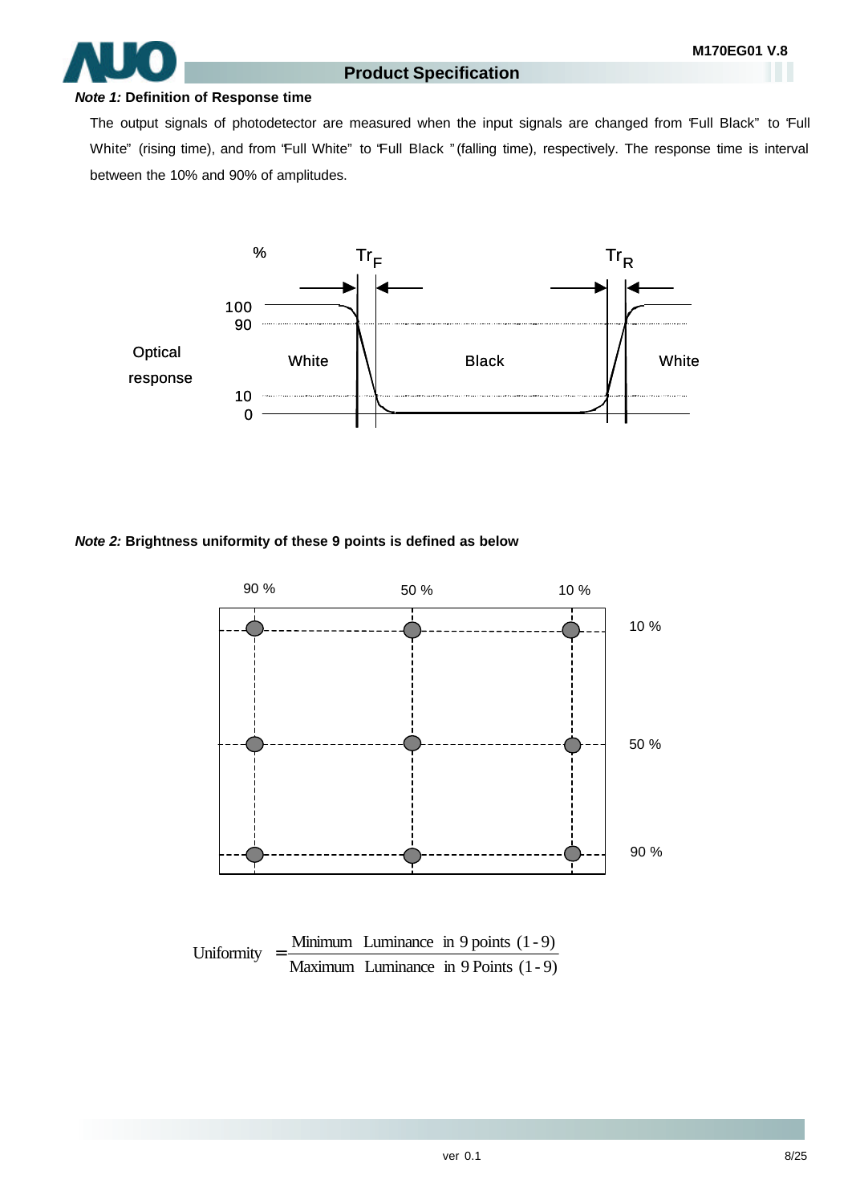***Note 1:*** **Definition of Response time**

The output signals of photodetector are measured when the input signals are changed from "Full Black" to "Full White" (rising time), and from "Full White" to "Full Black" (falling time), respectively. The response time is interval between the 10% and 90% of amplitudes.

***Note 2:*** **Brightness uniformity of these 9 points is defined as below**

$$\text{Uniformity} = \frac{\text{Minimum Luminance in 9 points (1-9)}}{\text{Maximum Luminance in 9 Points (1-9)}}$$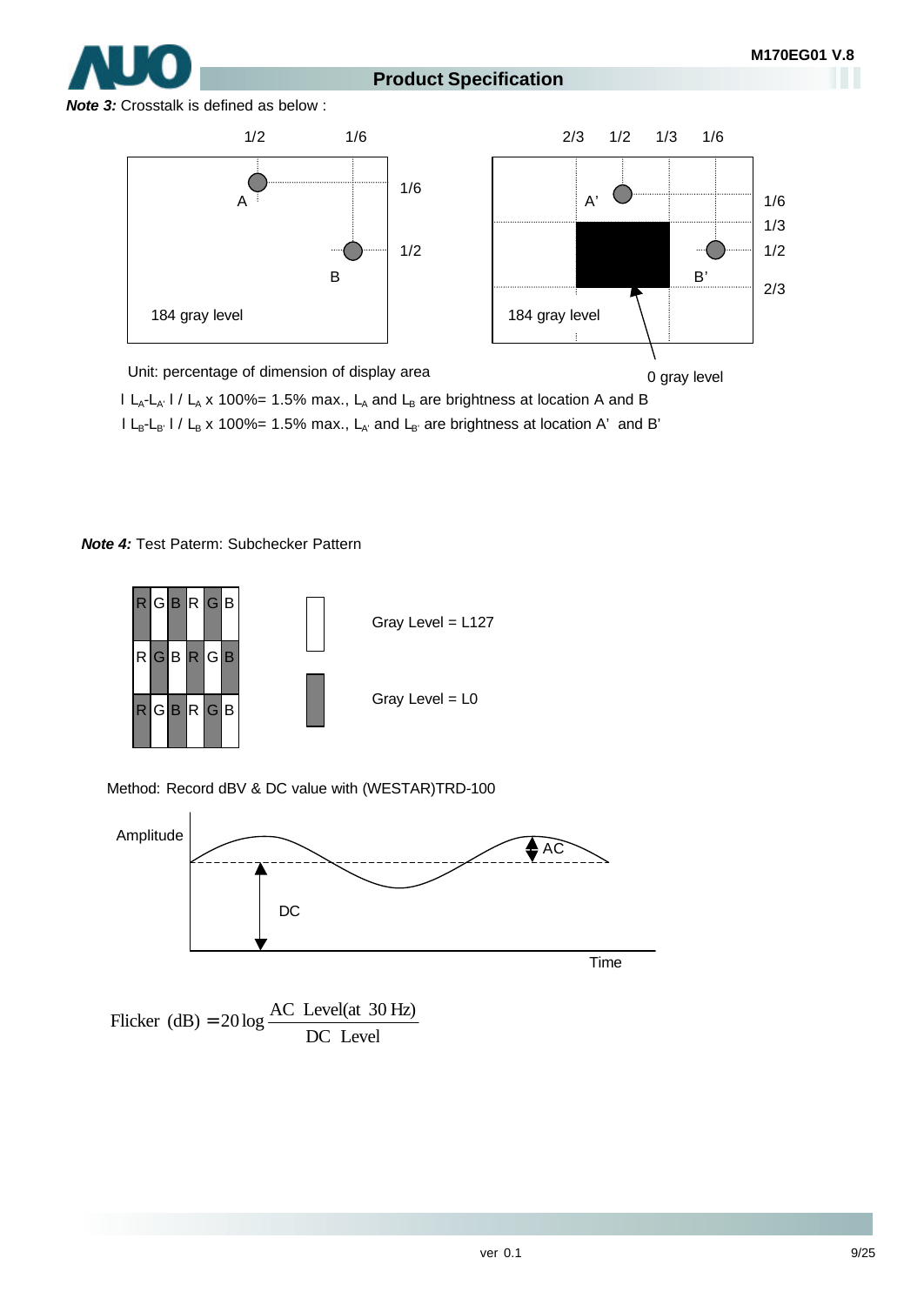***Note 3:*** Crosstalk is defined as below :

1/2 1/6 2/3 1/2 1/3 1/6

1/6 1/2 1/6 1/3 1/2 2/3

A B A' B'

184 gray level 184 gray level

0 gray level

Unit: percentage of dimension of display area

$| L_A - L_{A'} | / L_A \times 100\% = 1.5\%$ max., $L_A$ and $L_B$ are brightness at location A and B

$| L_B - L_{B'} | / L_B \times 100\% = 1.5\%$ max., $L_{A'}$ and $L_{B'}$ are brightness at location A' and B'

***Note 4:*** Test Paterm: Subchecker Pattern

| R | G | B | R | G | B |
|---|---|---|---|---|---|
| R | G | B | R | G | B |
| R | G | B | R | G | B |

Gray Level = L127

Gray Level = L0

Method: Record dBV & DC value with (WESTAR)TRD-100

Amplitude

AC

DC

Time

$$\text{Flicker (dB)} = 20\log\frac{\text{AC Level(at 30 Hz)}}{\text{DC Level}}$$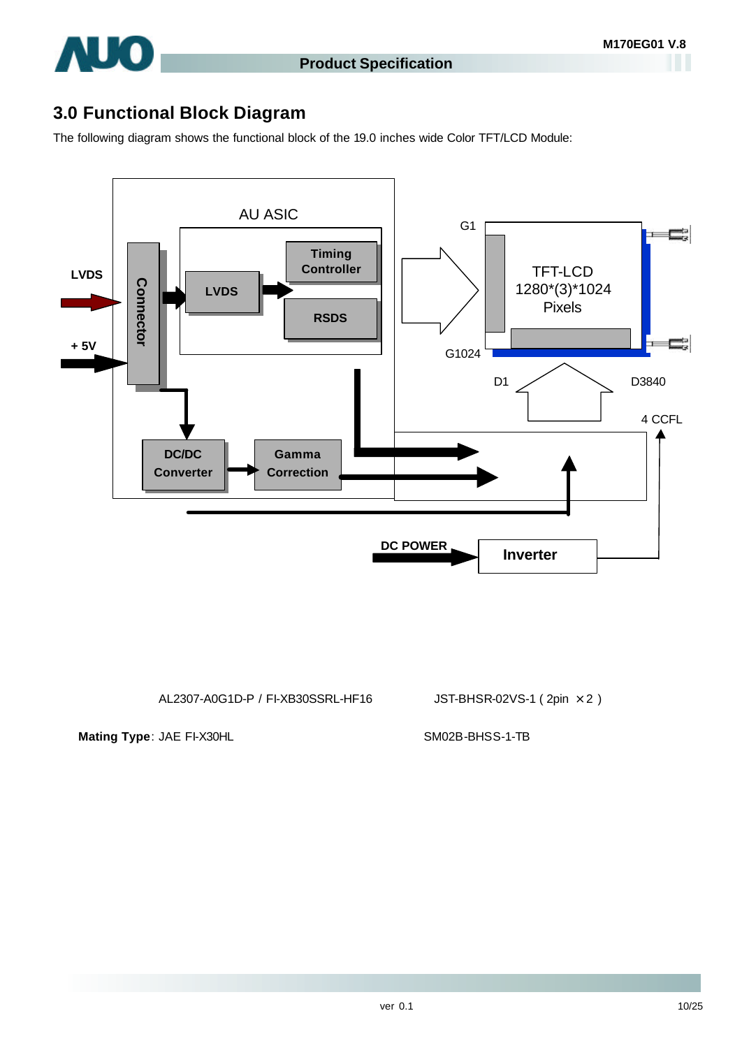## 3.0 Functional Block Diagram

The following diagram shows the functional block of the 19.0 inches wide Color TFT/LCD Module:

AU ASIC

LVDS

+ 5V

Connector

LVDS

Timing Controller

RSDS

DC/DC Converter

Gamma Correction

G1

G1024

TFT-LCD 1280*(3)*1024 Pixels

D1

D3840

4 CCFL

DC POWER

Inverter

AL2307-A0G1D-P / FI-XB30SSRL-HF16

JST-BHSR-02VS-1 ( 2pin × 2 )

**Mating Type**: JAE FI-X30HL

SM02B-BHSS-1-TB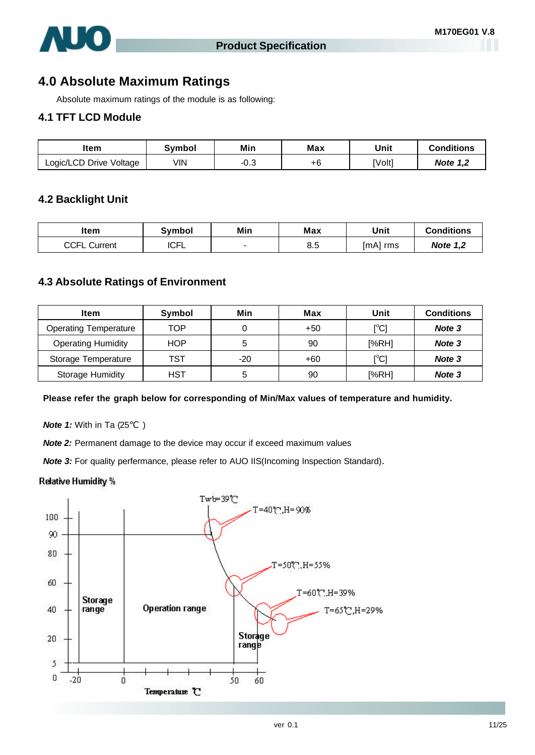# 4.0 Absolute Maximum Ratings

Absolute maximum ratings of the module is as following:

## 4.1 TFT LCD Module

| Item | Symbol | Min | Max | Unit | Conditions |
|---|---|---|---|---|---|
| Logic/LCD Drive Voltage | VIN | -0.3 | +6 | [Volt] | ***Note 1,2*** |

## 4.2 Backlight Unit

| Item | Symbol | Min | Max | Unit | Conditions |
|---|---|---|---|---|---|
| CCFL Current | ICFL | - | 8.5 | [mA] rms | ***Note 1,2*** |

## 4.3 Absolute Ratings of Environment

| Item | Symbol | Min | Max | Unit | Conditions |
|---|---|---|---|---|---|
| Operating Temperature | TOP | 0 | +50 | [°C] | ***Note 3*** |
| Operating Humidity | HOP | 5 | 90 | [%RH] | ***Note 3*** |
| Storage Temperature | TST | -20 | +60 | [°C] | ***Note 3*** |
| Storage Humidity | HST | 5 | 90 | [%RH] | ***Note 3*** |

**Please refer the graph below for corresponding of Min/Max values of temperature and humidity.**

***Note 1:*** With in Ta (25℃ )

***Note 2:*** Permanent damage to the device may occur if exceed maximum values

***Note 3:*** For quality perfermance, please refer to AUO IIS(Incoming Inspection Standard).

Relative Humidity %

Twb=39℃

T=40℃,H=90%

T=50℃,H=55%

T=60℃,H=39%

T=65℃,H=29%

Storage range

Operation range

Storage range

Temperature ℃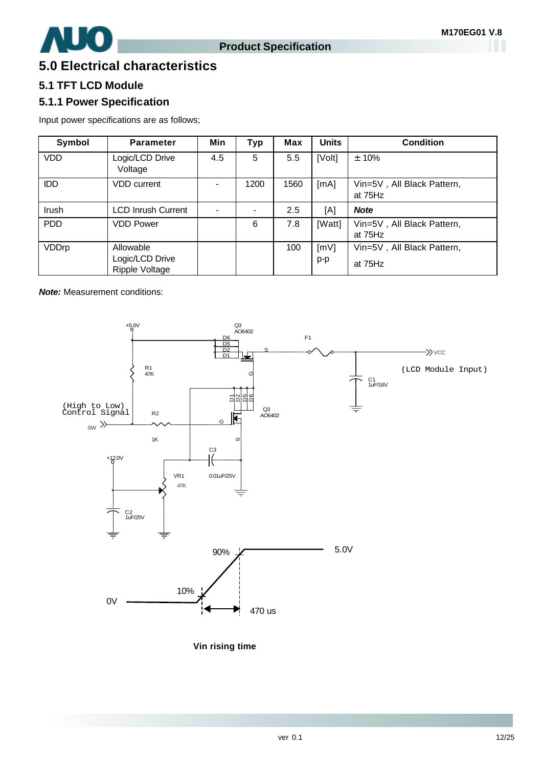# 5.0 Electrical characteristics

## 5.1 TFT LCD Module

### 5.1.1 Power Specification

Input power specifications are as follows;

| Symbol | Parameter | Min | Typ | Max | Units | Condition |
|---|---|---|---|---|---|---|
| VDD | Logic/LCD Drive Voltage | 4.5 | 5 | 5.5 | [Volt] | ± 10% |
| IDD | VDD current | - | 1200 | 1560 | [mA] | Vin=5V , All Black Pattern, at 75Hz |
| Irush | LCD Inrush Current | - | - | 2.5 | [A] | ***Note*** |
| PDD | VDD Power | | 6 | 7.8 | [Watt] | Vin=5V , All Black Pattern, at 75Hz |
| VDDrp | Allowable Logic/LCD Drive Ripple Voltage | | | 100 | [mV] p-p | Vin=5V , All Black Pattern, at 75Hz |

***Note:*** Measurement conditions:

+5.0V, Q3 AO6402, D6 D5 D2 D1, S, F1, VCC (LCD Module Input), R1 47K, G, C1 1uF/16V, (High to Low) Control Signal, SW, R2 1K, D1 D2 D5 D6, Q3 AO6402, G, S, C3 0.01uF/25V, +12.0V, VR1 47K, C2 1uF/25V

90%, 5.0V, 10%, 0V, 470 us

**Vin rising time**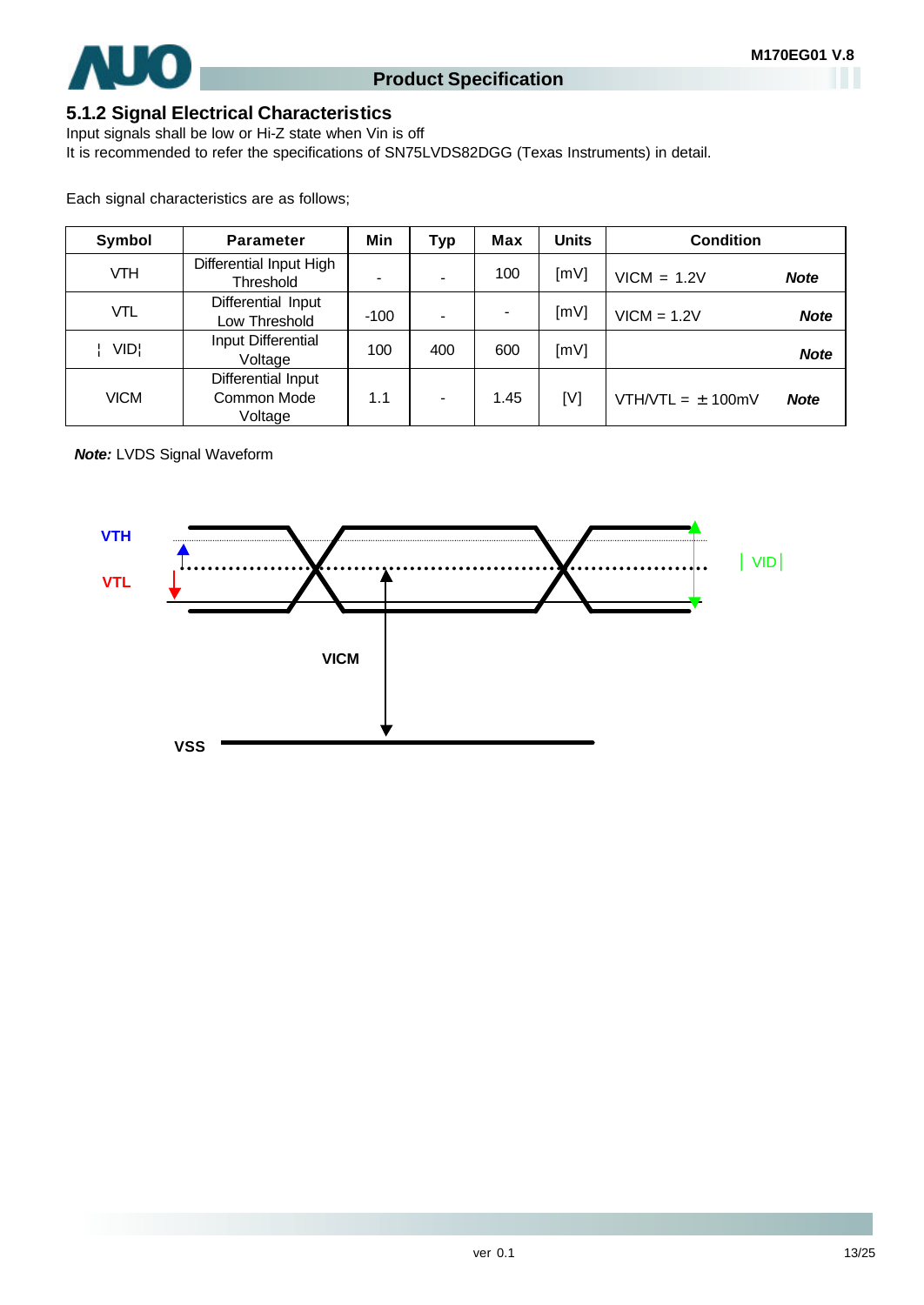### 5.1.2 Signal Electrical Characteristics

Input signals shall be low or Hi-Z state when Vin is off

It is recommended to refer the specifications of SN75LVDS82DGG (Texas Instruments) in detail.

Each signal characteristics are as follows;

| Symbol | Parameter | Min | Typ | Max | Units | Condition |
|---|---|---|---|---|---|---|
| VTH | Differential Input High Threshold | - | - | 100 | [mV] | VICM = 1.2V ***Note*** |
| VTL | Differential Input Low Threshold | -100 | - | - | [mV] | VICM = 1.2V ***Note*** |
| ¦ VID¦ | Input Differential Voltage | 100 | 400 | 600 | [mV] | ***Note*** |
| VICM | Differential Input Common Mode Voltage | 1.1 | - | 1.45 | [V] | VTH/VTL = ± 100mV ***Note*** |

***Note:*** LVDS Signal Waveform

VTH

VTL

| VID |

VICM

VSS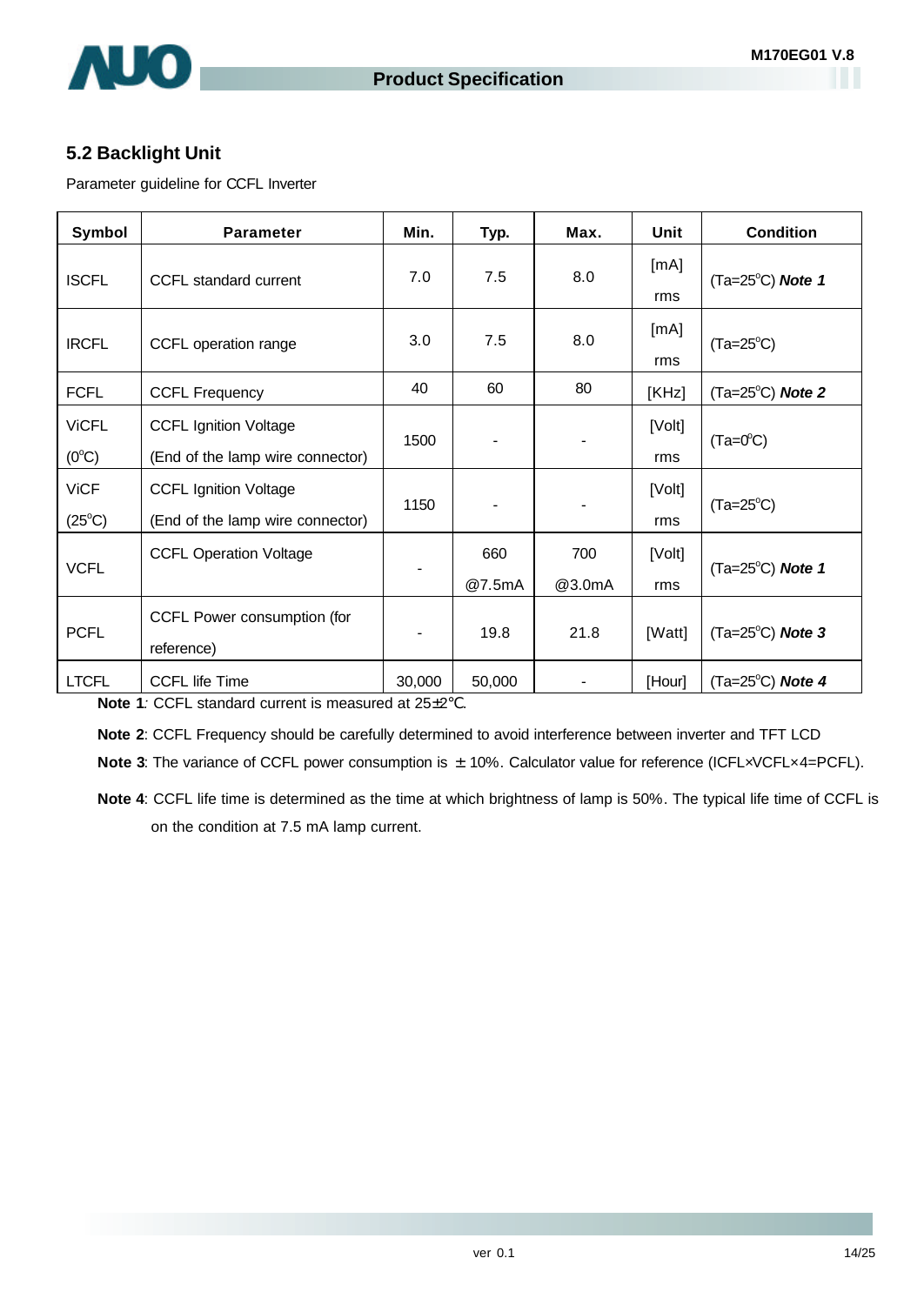## 5.2 Backlight Unit

Parameter guideline for CCFL Inverter

| Symbol | Parameter | Min. | Typ. | Max. | Unit | Condition |
|---|---|---|---|---|---|---|
| ISCFL | CCFL standard current | 7.0 | 7.5 | 8.0 | [mA] rms | (Ta=25°C) ***Note 1*** |
| IRCFL | CCFL operation range | 3.0 | 7.5 | 8.0 | [mA] rms | (Ta=25°C) |
| FCFL | CCFL Frequency | 40 | 60 | 80 | [KHz] | (Ta=25°C) ***Note 2*** |
| ViCFL (0°C) | CCFL Ignition Voltage (End of the lamp wire connector) | 1500 | - | - | [Volt] rms | (Ta=0°C) |
| ViCF (25°C) | CCFL Ignition Voltage (End of the lamp wire connector) | 1150 | - | - | [Volt] rms | (Ta=25°C) |
| VCFL | CCFL Operation Voltage | - | 660 @7.5mA | 700 @3.0mA | [Volt] rms | (Ta=25°C) ***Note 1*** |
| PCFL | CCFL Power consumption (for reference) | - | 19.8 | 21.8 | [Watt] | (Ta=25°C) ***Note 3*** |
| LTCFL | CCFL life Time | 30,000 | 50,000 | - | [Hour] | (Ta=25°C) ***Note 4*** |

**Note 1***:* CCFL standard current is measured at 25±2℃.

**Note 2**: CCFL Frequency should be carefully determined to avoid interference between inverter and TFT LCD

**Note 3**: The variance of CCFL power consumption is ±10%. Calculator value for reference (ICFL×VCFL×4=PCFL).

**Note 4**: CCFL life time is determined as the time at which brightness of lamp is 50%. The typical life time of CCFL is on the condition at 7.5 mA lamp current.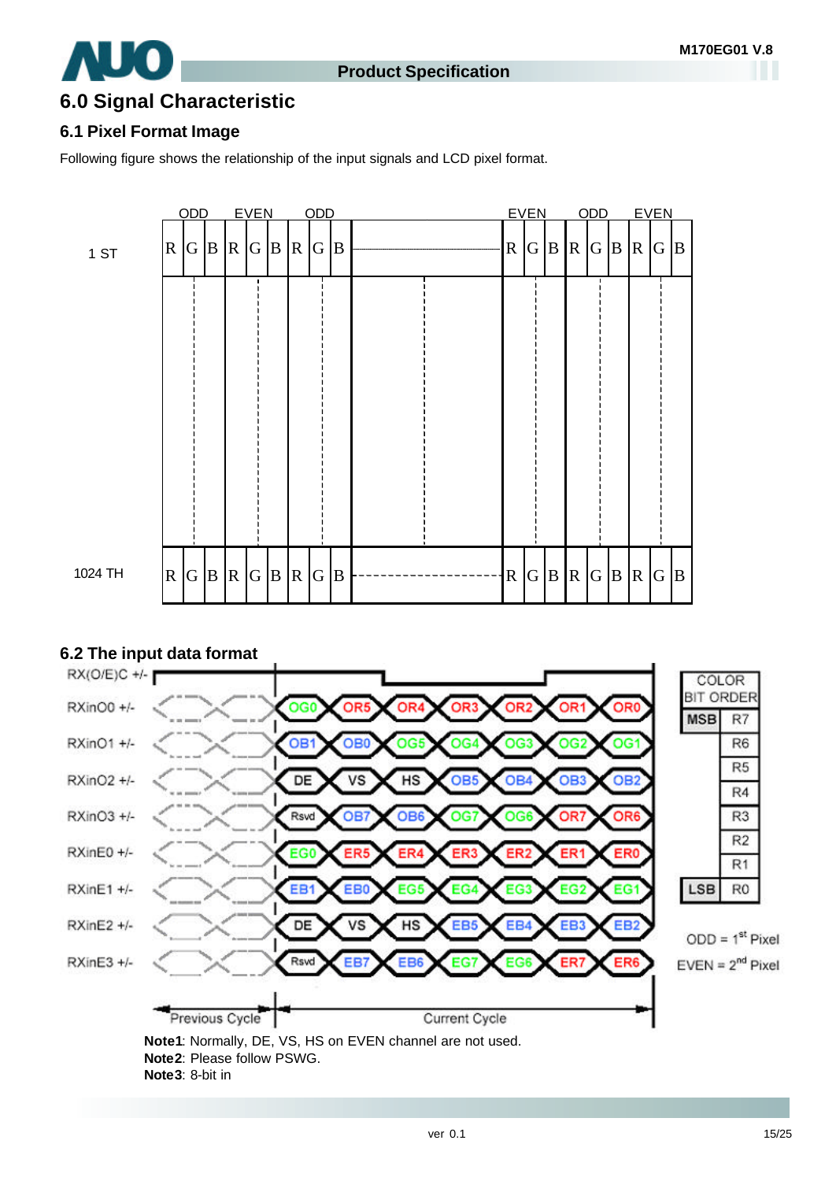# 6.0 Signal Characteristic

## 6.1 Pixel Format Image

Following figure shows the relationship of the input signals and LCD pixel format.

|  | ODD | | | EVEN | | | ODD | | |  | EVEN | | | ODD | | | EVEN | | |
|---|---|---|---|---|---|---|---|---|---|---|---|---|---|---|---|---|---|---|---|
| 1 ST | R | G | B | R | G | B | R | G | B | ------ | R | G | B | R | G | B | R | G | B |
| 1024 TH | R | G | B | R | G | B | R | G | B | ------ | R | G | B | R | G | B | R | G | B |

## 6.2 The input data format

| Signal | Previous Cycle | Current Cycle | | | | | | |
|---|---|---|---|---|---|---|---|---|
| RX(O/E)C +/- | | | | | | | | |
| RXinO0 +/- | | OG0 | OR5 | OR4 | OR3 | OR2 | OR1 | OR0 |
| RXinO1 +/- | | OB1 | OB0 | OG5 | OG4 | OG3 | OG2 | OG1 |
| RXinO2 +/- | | DE | VS | HS | OB5 | OB4 | OB3 | OB2 |
| RXinO3 +/- | | Rsvd | OB7 | OB6 | OG7 | OG6 | OR7 | OR6 |
| RXinE0 +/- | | EG0 | ER5 | ER4 | ER3 | ER2 | ER1 | ER0 |
| RXinE1 +/- | | EB1 | EB0 | EG5 | EG4 | EG3 | EG2 | EG1 |
| RXinE2 +/- | | DE | VS | HS | EB5 | EB4 | EB3 | EB2 |
| RXinE3 +/- | | Rsvd | EB7 | EB6 | EG7 | EG6 | ER7 | ER6 |

| COLOR BIT ORDER | |
|---|---|
| MSB | R7 |
| | R6 |
| | R5 |
| | R4 |
| | R3 |
| | R2 |
| | R1 |
| LSB | R0 |

ODD = 1st Pixel

EVEN = 2nd Pixel

**Note1**: Normally, DE, VS, HS on EVEN channel are not used.

**Note2**: Please follow PSWG.

**Note3**: 8-bit in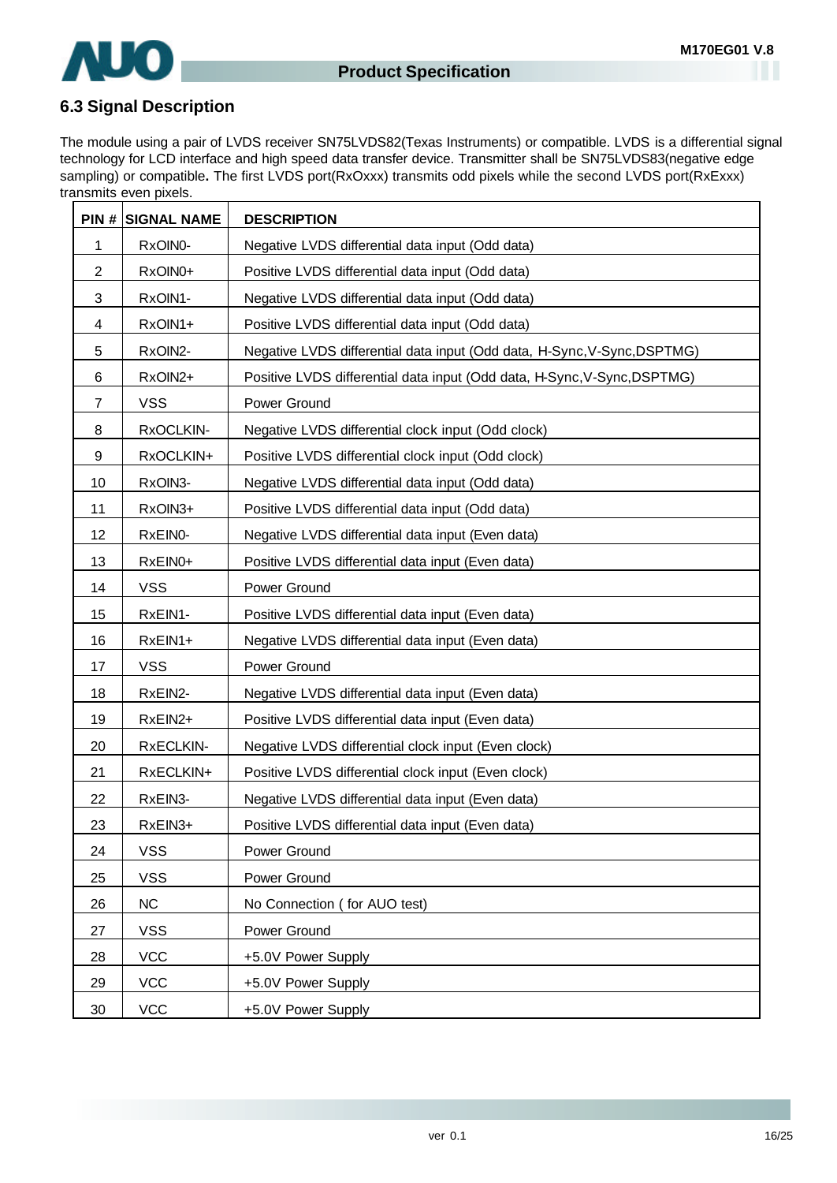## 6.3 Signal Description

The module using a pair of LVDS receiver SN75LVDS82(Texas Instruments) or compatible. LVDS is a differential signal technology for LCD interface and high speed data transfer device. Transmitter shall be SN75LVDS83(negative edge sampling) or compatible**.** The first LVDS port(RxOxxx) transmits odd pixels while the second LVDS port(RxExxx) transmits even pixels.

| PIN # | SIGNAL NAME | DESCRIPTION |
|---|---|---|
| 1 | RxOIN0- | Negative LVDS differential data input (Odd data) |
| 2 | RxOIN0+ | Positive LVDS differential data input (Odd data) |
| 3 | RxOIN1- | Negative LVDS differential data input (Odd data) |
| 4 | RxOIN1+ | Positive LVDS differential data input (Odd data) |
| 5 | RxOIN2- | Negative LVDS differential data input (Odd data, H-Sync,V-Sync,DSPTMG) |
| 6 | RxOIN2+ | Positive LVDS differential data input (Odd data, H-Sync,V-Sync,DSPTMG) |
| 7 | VSS | Power Ground |
| 8 | RxOCLKIN- | Negative LVDS differential clock input (Odd clock) |
| 9 | RxOCLKIN+ | Positive LVDS differential clock input (Odd clock) |
| 10 | RxOIN3- | Negative LVDS differential data input (Odd data) |
| 11 | RxOIN3+ | Positive LVDS differential data input (Odd data) |
| 12 | RxEIN0- | Negative LVDS differential data input (Even data) |
| 13 | RxEIN0+ | Positive LVDS differential data input (Even data) |
| 14 | VSS | Power Ground |
| 15 | RxEIN1- | Positive LVDS differential data input (Even data) |
| 16 | RxEIN1+ | Negative LVDS differential data input (Even data) |
| 17 | VSS | Power Ground |
| 18 | RxEIN2- | Negative LVDS differential data input (Even data) |
| 19 | RxEIN2+ | Positive LVDS differential data input (Even data) |
| 20 | RxECLKIN- | Negative LVDS differential clock input (Even clock) |
| 21 | RxECLKIN+ | Positive LVDS differential clock input (Even clock) |
| 22 | RxEIN3- | Negative LVDS differential data input (Even data) |
| 23 | RxEIN3+ | Positive LVDS differential data input (Even data) |
| 24 | VSS | Power Ground |
| 25 | VSS | Power Ground |
| 26 | NC | No Connection ( for AUO test) |
| 27 | VSS | Power Ground |
| 28 | VCC | +5.0V Power Supply |
| 29 | VCC | +5.0V Power Supply |
| 30 | VCC | +5.0V Power Supply |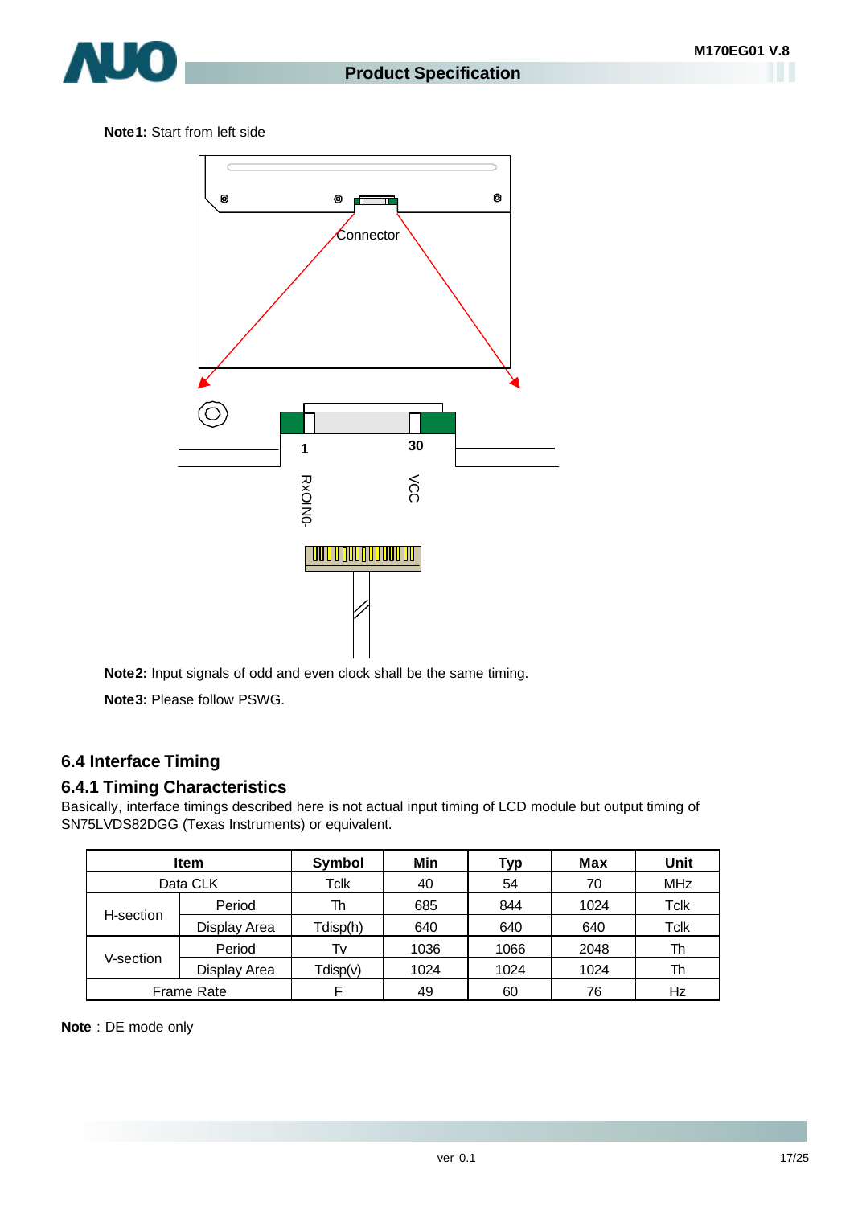**Note1:** Start from left side

Connector

1 30

RxOIN0- VCC

**Note2:** Input signals of odd and even clock shall be the same timing.

**Note3:** Please follow PSWG.

## 6.4 Interface Timing

### 6.4.1 Timing Characteristics

Basically, interface timings described here is not actual input timing of LCD module but output timing of SN75LVDS82DGG (Texas Instruments) or equivalent.

| Item | | Symbol | Min | Typ | Max | Unit |
|---|---|---|---|---|---|---|
| Data CLK | | Tclk | 40 | 54 | 70 | MHz |
| H-section | Period | Th | 685 | 844 | 1024 | Tclk |
| | Display Area | Tdisp(h) | 640 | 640 | 640 | Tclk |
| V-section | Period | Tv | 1036 | 1066 | 2048 | Th |
| | Display Area | Tdisp(v) | 1024 | 1024 | 1024 | Th |
| Frame Rate | | F | 49 | 60 | 76 | Hz |

**Note**：DE mode only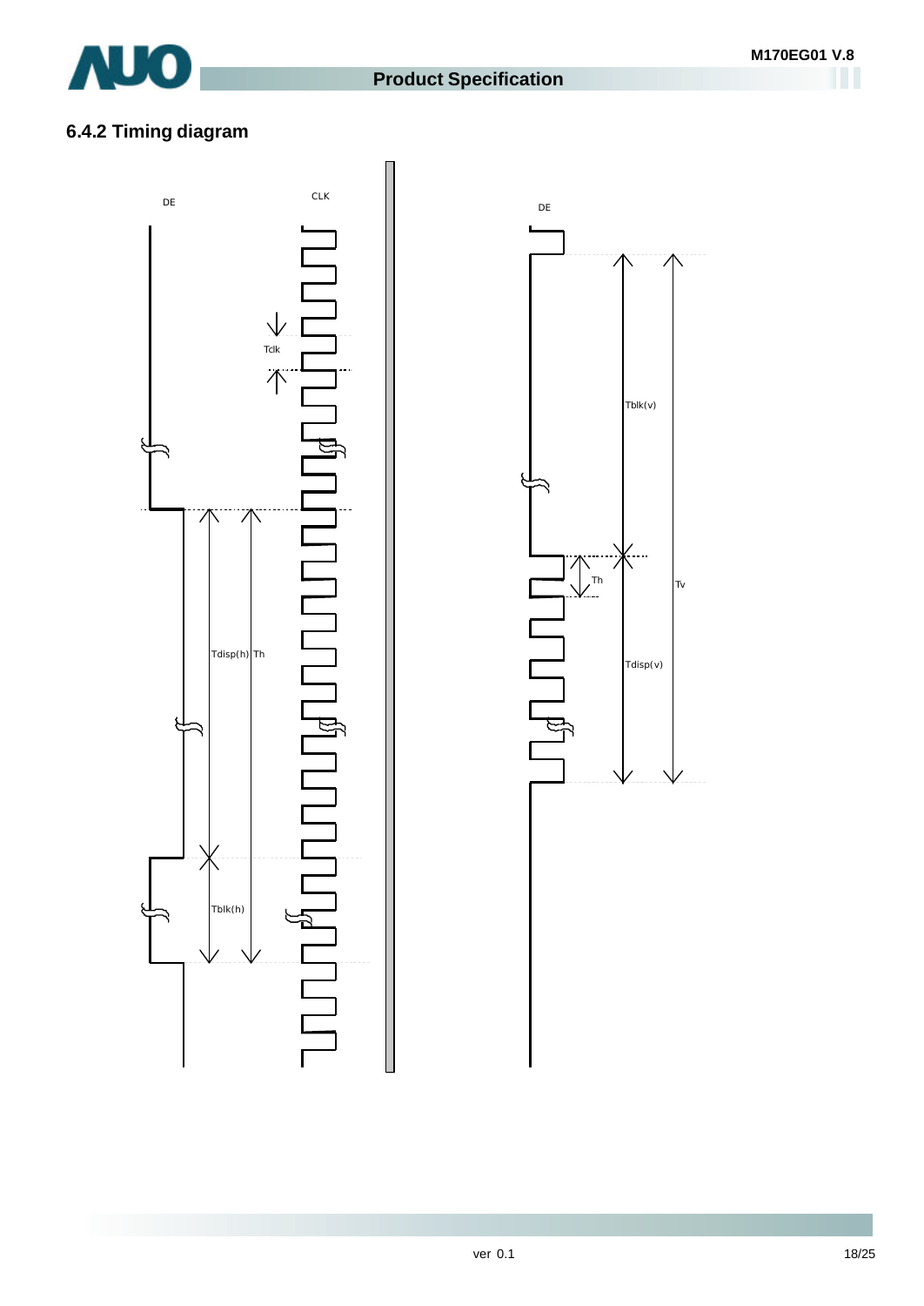### 6.4.2 Timing diagram

DE

CLK

Tclk

Tdisp(h)

Th

Tblk(h)

DE

Tblk(v)

Th

Tv

Tdisp(v)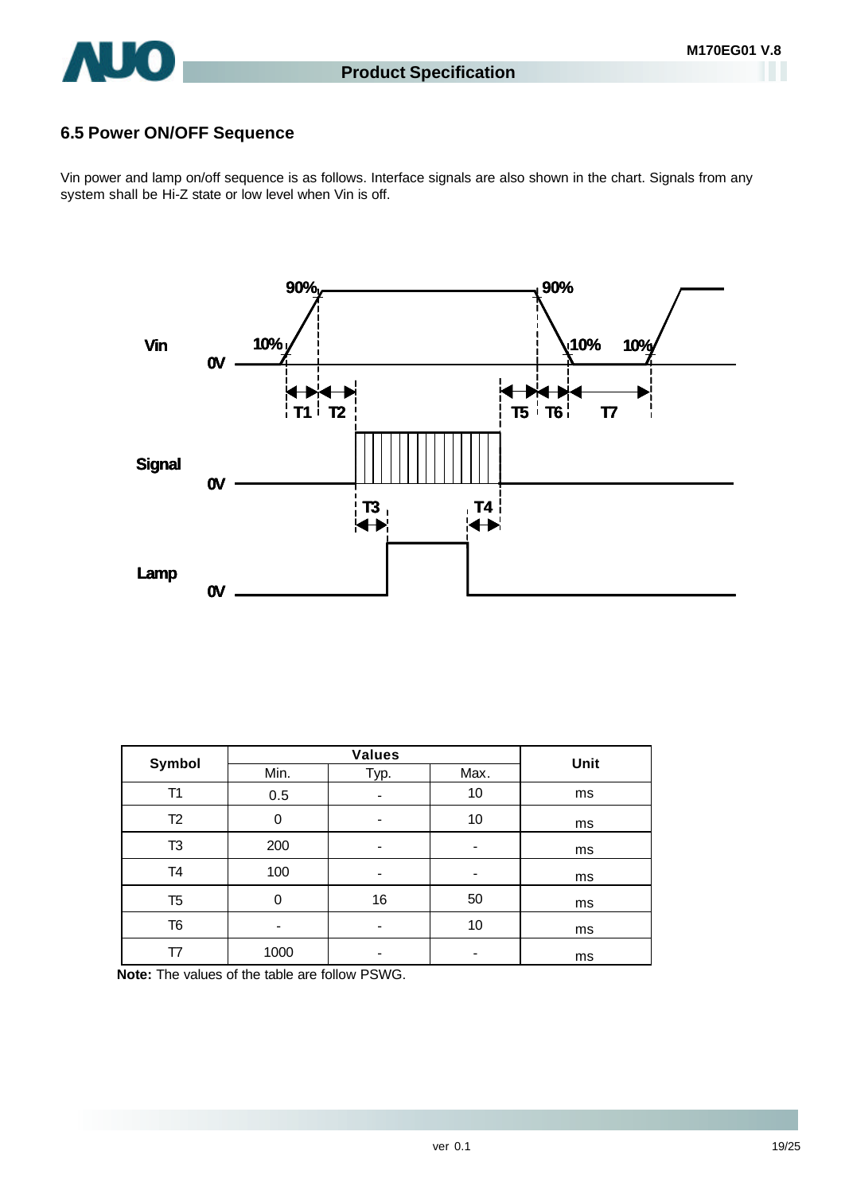## 6.5 Power ON/OFF Sequence

Vin power and lamp on/off sequence is as follows. Interface signals are also shown in the chart. Signals from any system shall be Hi-Z state or low level when Vin is off.

| Symbol | Values | | | Unit |
|---|---|---|---|---|
| | Min. | Typ. | Max. | |
| T1 | 0.5 | - | 10 | ms |
| T2 | 0 | - | 10 | ms |
| T3 | 200 | - | - | ms |
| T4 | 100 | - | - | ms |
| T5 | 0 | 16 | 50 | ms |
| T6 | - | - | 10 | ms |
| T7 | 1000 | - | - | ms |

**Note:** The values of the table are follow PSWG.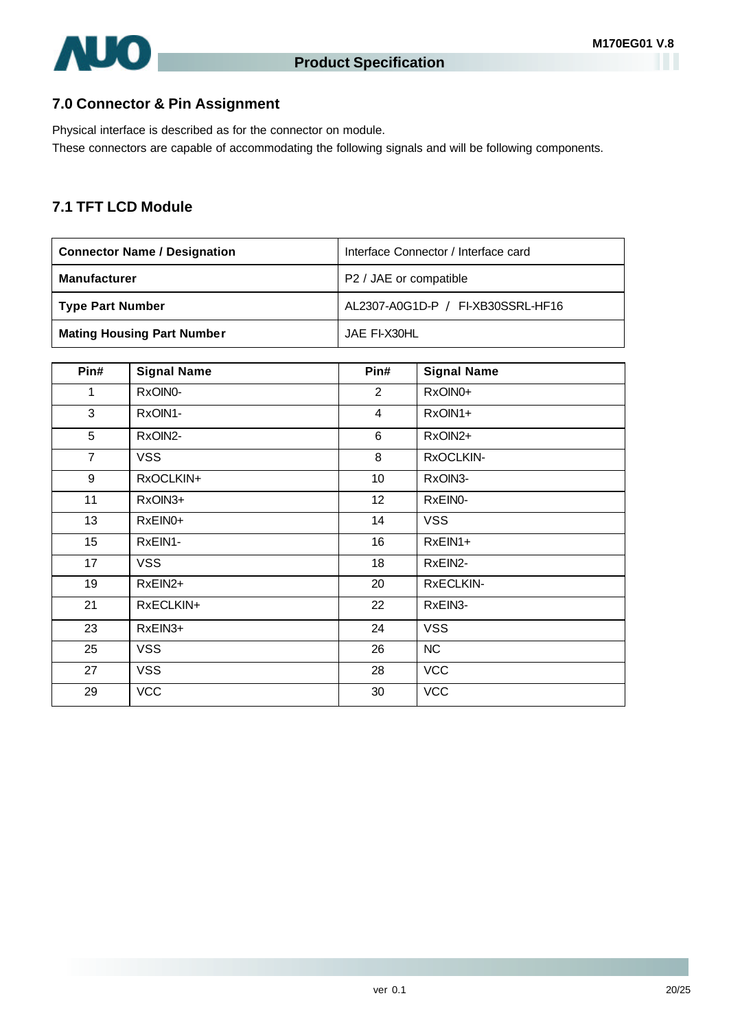## 7.0 Connector & Pin Assignment

Physical interface is described as for the connector on module.
These connectors are capable of accommodating the following signals and will be following components.

## 7.1 TFT LCD Module

| **Connector Name / Designation** | Interface Connector / Interface card |
|---|---|
| **Manufacturer** | P2 / JAE or compatible |
| **Type Part Number** | AL2307-A0G1D-P / FI-XB30SSRL-HF16 |
| **Mating Housing Part Number** | JAE FI-X30HL |

| Pin# | Signal Name | Pin# | Signal Name |
|---|---|---|---|
| 1 | RxOIN0- | 2 | RxOIN0+ |
| 3 | RxOIN1- | 4 | RxOIN1+ |
| 5 | RxOIN2- | 6 | RxOIN2+ |
| 7 | VSS | 8 | RxOCLKIN- |
| 9 | RxOCLKIN+ | 10 | RxOIN3- |
| 11 | RxOIN3+ | 12 | RxEIN0- |
| 13 | RxEIN0+ | 14 | VSS |
| 15 | RxEIN1- | 16 | RxEIN1+ |
| 17 | VSS | 18 | RxEIN2- |
| 19 | RxEIN2+ | 20 | RxECLKIN- |
| 21 | RxECLKIN+ | 22 | RxEIN3- |
| 23 | RxEIN3+ | 24 | VSS |
| 25 | VSS | 26 | NC |
| 27 | VSS | 28 | VCC |
| 29 | VCC | 30 | VCC |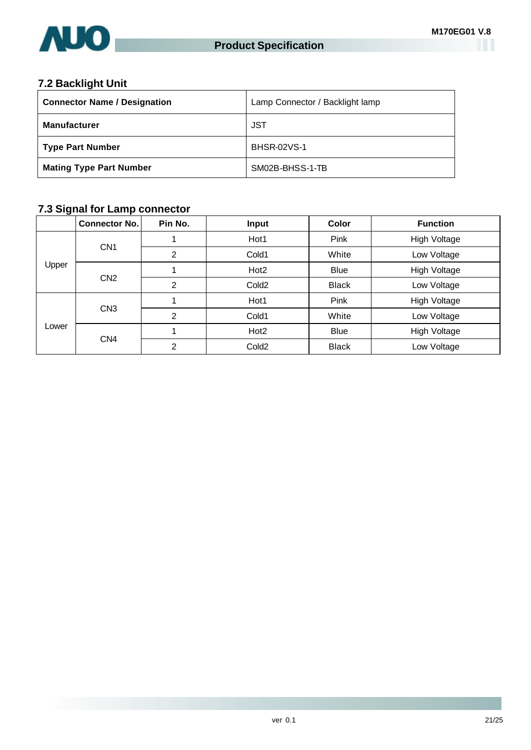## 7.2 Backlight Unit

| **Connector Name / Designation** | Lamp Connector / Backlight lamp |
|---|---|
| **Manufacturer** | JST |
| **Type Part Number** | BHSR-02VS-1 |
| **Mating Type Part Number** | SM02B-BHSS-1-TB |

## 7.3 Signal for Lamp connector

| | Connector No. | Pin No. | Input | Color | Function |
|---|---|---|---|---|---|
| Upper | CN1 | 1 | Hot1 | Pink | High Voltage |
| | | 2 | Cold1 | White | Low Voltage |
| | CN2 | 1 | Hot2 | Blue | High Voltage |
| | | 2 | Cold2 | Black | Low Voltage |
| Lower | CN3 | 1 | Hot1 | Pink | High Voltage |
| | | 2 | Cold1 | White | Low Voltage |
| | CN4 | 1 | Hot2 | Blue | High Voltage |
| | | 2 | Cold2 | Black | Low Voltage |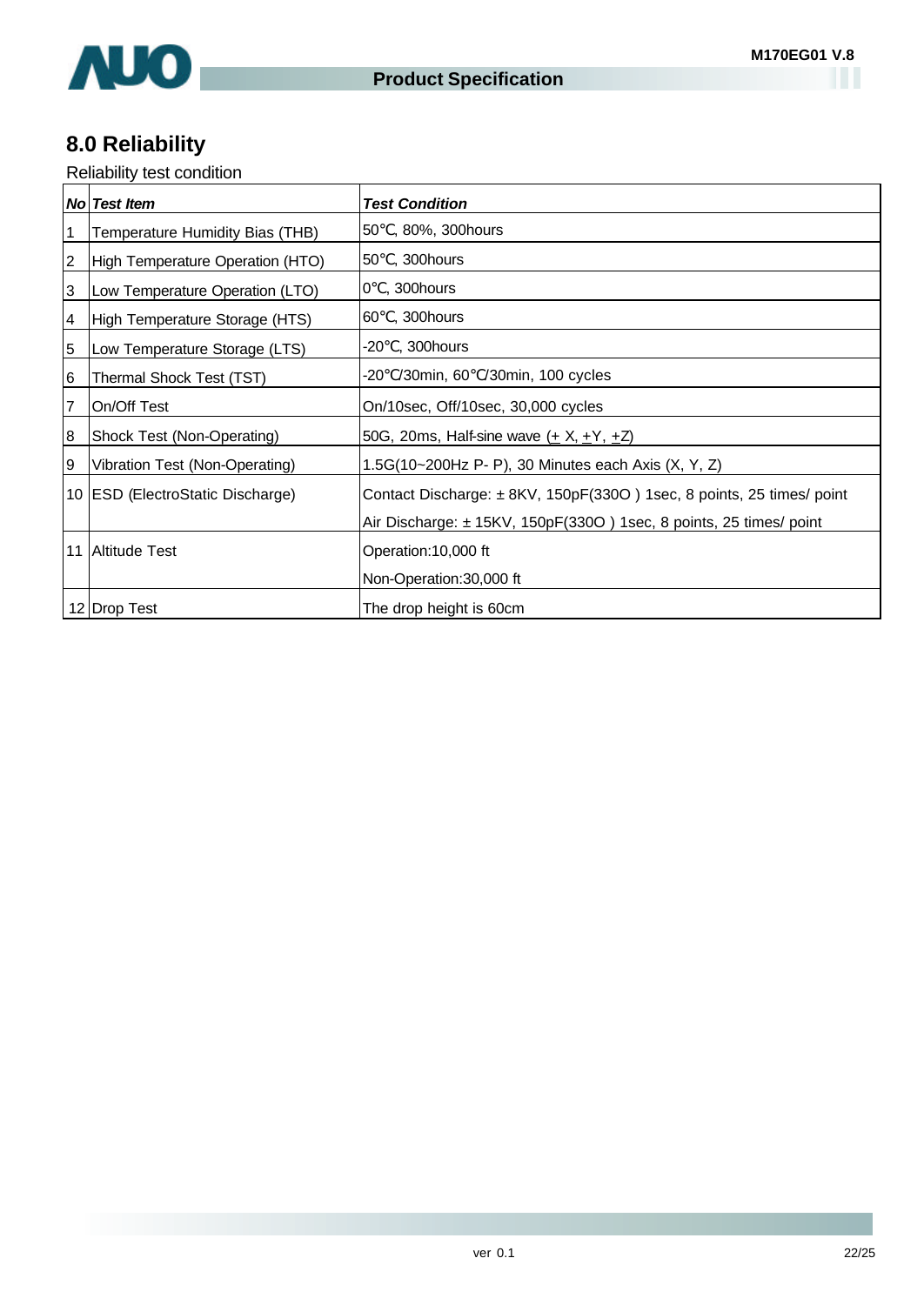## 8.0 Reliability

Reliability test condition

| No | Test Item | Test Condition |
|---|---|---|
| 1 | Temperature Humidity Bias (THB) | 50℃, 80%, 300hours |
| 2 | High Temperature Operation (HTO) | 50℃, 300hours |
| 3 | Low Temperature Operation (LTO) | 0℃, 300hours |
| 4 | High Temperature Storage (HTS) | 60℃, 300hours |
| 5 | Low Temperature Storage (LTS) | -20℃, 300hours |
| 6 | Thermal Shock Test (TST) | -20℃/30min, 60℃/30min, 100 cycles |
| 7 | On/Off Test | On/10sec, Off/10sec, 30,000 cycles |
| 8 | Shock Test (Non-Operating) | 50G, 20ms, Half-sine wave (± X, ±Y, ±Z) |
| 9 | Vibration Test (Non-Operating) | 1.5G(10~200Hz P- P), 30 Minutes each Axis (X, Y, Z) |
| 10 | ESD (ElectroStatic Discharge) | Contact Discharge: ± 8KV, 150pF(330O ) 1sec, 8 points, 25 times/ point<br>Air Discharge: ± 15KV, 150pF(330O ) 1sec, 8 points, 25 times/ point |
| 11 | Altitude Test | Operation:10,000 ft<br>Non-Operation:30,000 ft |
| 12 | Drop Test | The drop height is 60cm |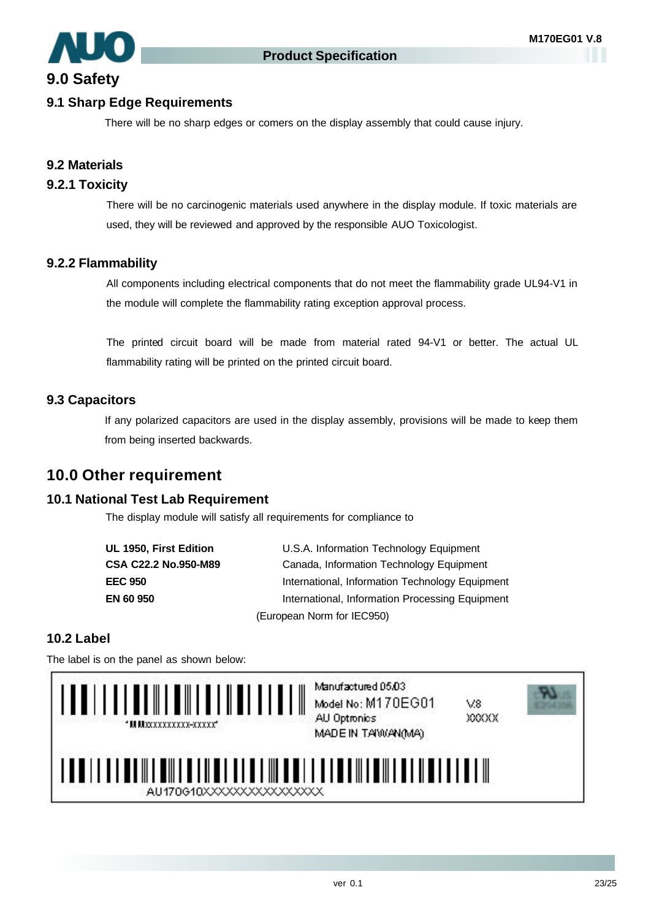## 9.0 Safety

### 9.1 Sharp Edge Requirements

There will be no sharp edges or comers on the display assembly that could cause injury.

### 9.2 Materials

### 9.2.1 Toxicity

There will be no carcinogenic materials used anywhere in the display module. If toxic materials are used, they will be reviewed and approved by the responsible AUO Toxicologist.

### 9.2.2 Flammability

All components including electrical components that do not meet the flammability grade UL94-V1 in the module will complete the flammability rating exception approval process.

The printed circuit board will be made from material rated 94-V1 or better. The actual UL flammability rating will be printed on the printed circuit board.

### 9.3 Capacitors

If any polarized capacitors are used in the display assembly, provisions will be made to keep them from being inserted backwards.

## 10.0 Other requirement

### 10.1 National Test Lab Requirement

The display module will satisfy all requirements for compliance to

| | |
|---|---|
| **UL 1950, First Edition** | U.S.A. Information Technology Equipment |
| **CSA C22.2 No.950-M89** | Canada, Information Technology Equipment |
| **EEC 950** | International, Information Technology Equipment |
| **EN 60 950** | International, Information Processing Equipment (European Norm for IEC950) |

### 10.2 Label

The label is on the panel as shown below:

*MMXXXXXXXXXXX-XXXXX*

Manufactured 05/03
Model No: M170EG01 V.8
AU Optronics XXXXX
MADE IN TAIWAN(MA)

AU170G10XXXXXXXXXXXXXXXX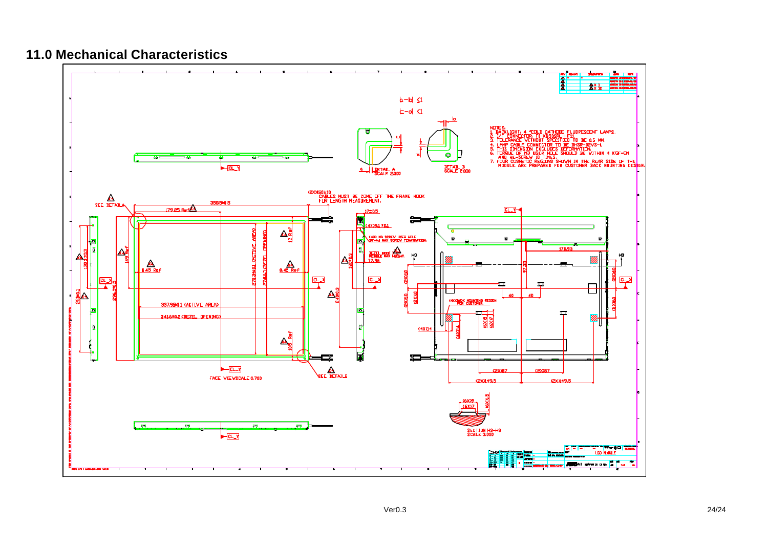## 11.0 Mechanical Characteristics

NOTES:
1. BACKLIGHT: 4 "COLD CATHODE FLUORESCENT LAMPS.
2. I/F CONNECTOR: FI-XB30SRL-HF11
3. TOLERANCE WITHOUT SPECIFIED TO BE 0.5 MM.
4. LAMP CABLE CONNECTOR TO BE BHSR-02VS-1.
5. THIS DIMENSION EXCLUDES DEFORMATION.
6. TORQUE OF M3 USER HOLE SHOULD BE WITHIN 4 KGF-CM AND RE-SCREW 10 TIMES.
7. FOUR COSMETIC REGIONS SHOWN IN THE REAR SIDE OF THE MODULE ARE PREPARED FOR CUSTOMER BACK MOUNTING DESIGN.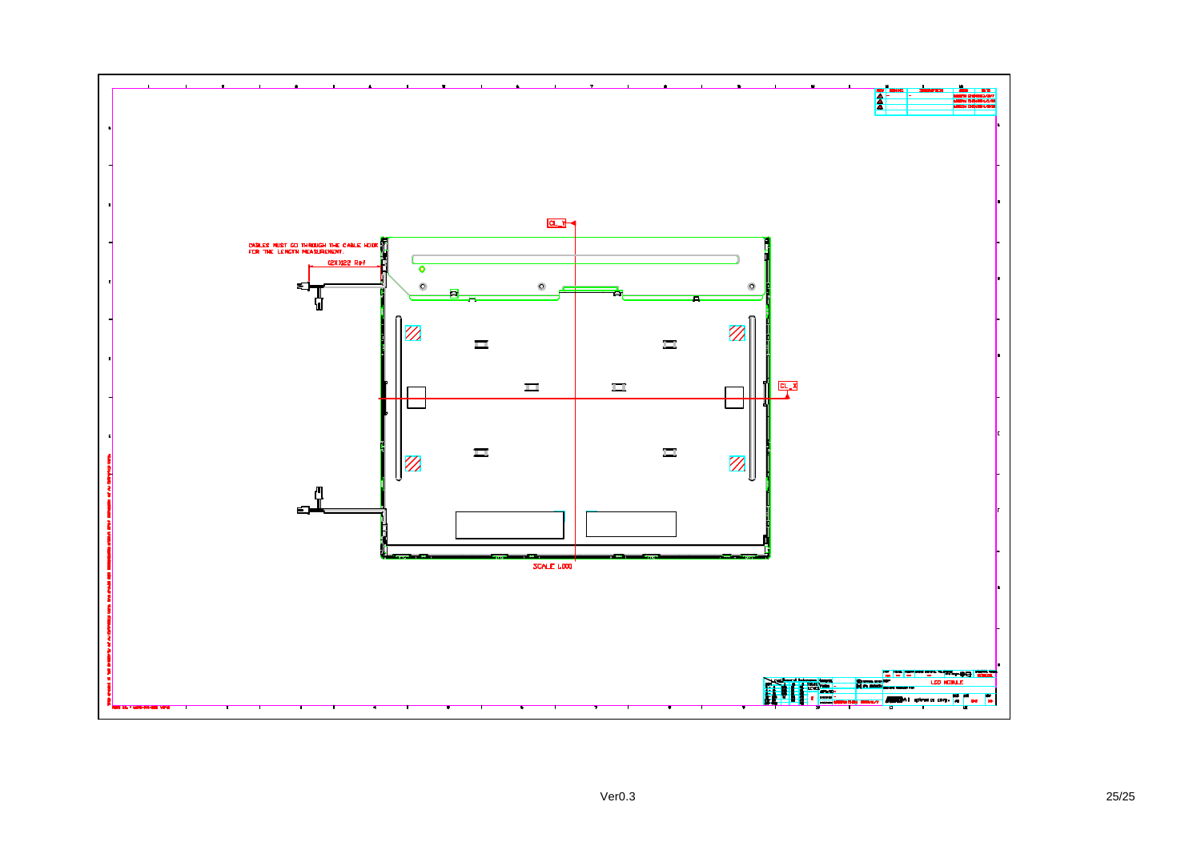CABLES MUST GO THROUGH THE CABLE HOOK FOR THE LENGTH MEASUREMENT.

(2X)122 Ref

CL_Y

CL_X

SCALE 1.000

LED MODULE

Ver0.3